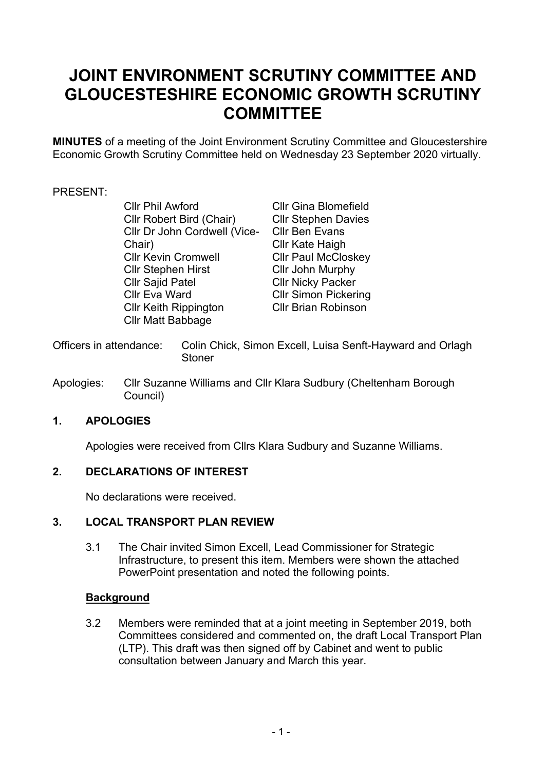# JOINT ENVIRONMENT SCRUTINY COMMITTEE AND GLOUCESTESHIRE ECONOMIC GROWTH SCRUTINY COMMITTEE

**MINUTES** of a meeting of the Joint Environment Scrutiny Committee and Gloucestershire Economic Growth Scrutiny Committee held on Wednesday 23 September 2020 virtually.

PRESENT:

Cllr Phil Awford
Cllr Robert Bird (Chair)
Cllr Dr John Cordwell (Vice-Chair)
Cllr Kevin Cromwell
Cllr Stephen Hirst
Cllr Sajid Patel
Cllr Eva Ward
Cllr Keith Rippington
Cllr Matt Babbage
Cllr Gina Blomefield
Cllr Stephen Davies
Cllr Ben Evans
Cllr Kate Haigh
Cllr Paul McCloskey
Cllr John Murphy
Cllr Nicky Packer
Cllr Simon Pickering
Cllr Brian Robinson

Officers in attendance: Colin Chick, Simon Excell, Luisa Senft-Hayward and Orlagh Stoner

Apologies: Cllr Suzanne Williams and Cllr Klara Sudbury (Cheltenham Borough Council)

## 1. APOLOGIES

Apologies were received from Cllrs Klara Sudbury and Suzanne Williams.

## 2. DECLARATIONS OF INTEREST

No declarations were received.

## 3. LOCAL TRANSPORT PLAN REVIEW

3.1 The Chair invited Simon Excell, Lead Commissioner for Strategic Infrastructure, to present this item. Members were shown the attached PowerPoint presentation and noted the following points.

**Background**

3.2 Members were reminded that at a joint meeting in September 2019, both Committees considered and commented on, the draft Local Transport Plan (LTP). This draft was then signed off by Cabinet and went to public consultation between January and March this year.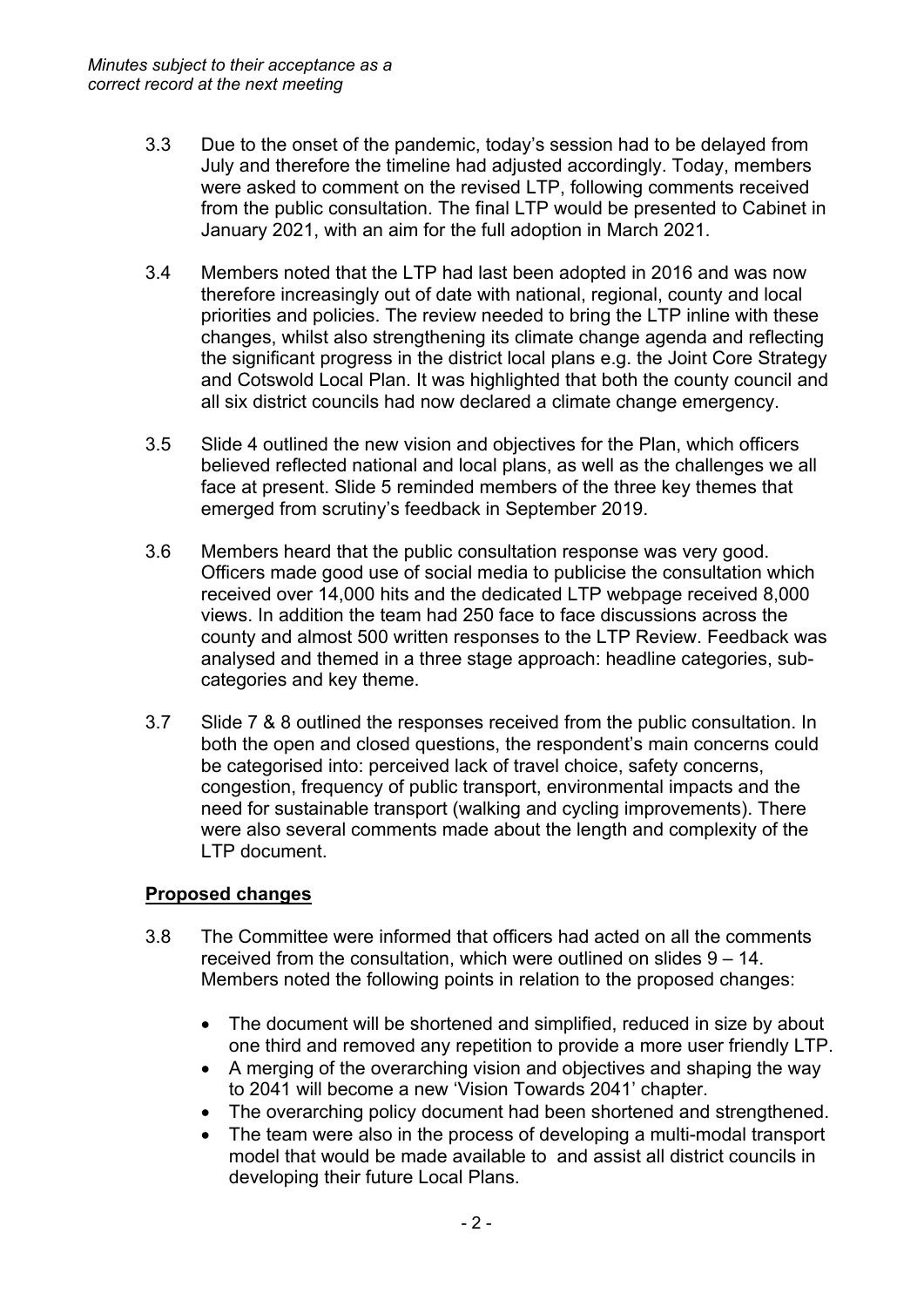*Minutes subject to their acceptance as a correct record at the next meeting*

3.3 Due to the onset of the pandemic, today's session had to be delayed from July and therefore the timeline had adjusted accordingly. Today, members were asked to comment on the revised LTP, following comments received from the public consultation. The final LTP would be presented to Cabinet in January 2021, with an aim for the full adoption in March 2021.

3.4 Members noted that the LTP had last been adopted in 2016 and was now therefore increasingly out of date with national, regional, county and local priorities and policies. The review needed to bring the LTP inline with these changes, whilst also strengthening its climate change agenda and reflecting the significant progress in the district local plans e.g. the Joint Core Strategy and Cotswold Local Plan. It was highlighted that both the county council and all six district councils had now declared a climate change emergency.

3.5 Slide 4 outlined the new vision and objectives for the Plan, which officers believed reflected national and local plans, as well as the challenges we all face at present. Slide 5 reminded members of the three key themes that emerged from scrutiny's feedback in September 2019.

3.6 Members heard that the public consultation response was very good. Officers made good use of social media to publicise the consultation which received over 14,000 hits and the dedicated LTP webpage received 8,000 views. In addition the team had 250 face to face discussions across the county and almost 500 written responses to the LTP Review. Feedback was analysed and themed in a three stage approach: headline categories, sub-categories and key theme.

3.7 Slide 7 & 8 outlined the responses received from the public consultation. In both the open and closed questions, the respondent's main concerns could be categorised into: perceived lack of travel choice, safety concerns, congestion, frequency of public transport, environmental impacts and the need for sustainable transport (walking and cycling improvements). There were also several comments made about the length and complexity of the LTP document.

**Proposed changes**

3.8 The Committee were informed that officers had acted on all the comments received from the consultation, which were outlined on slides 9 – 14. Members noted the following points in relation to the proposed changes:

- The document will be shortened and simplified, reduced in size by about one third and removed any repetition to provide a more user friendly LTP.
- A merging of the overarching vision and objectives and shaping the way to 2041 will become a new 'Vision Towards 2041' chapter.
- The overarching policy document had been shortened and strengthened.
- The team were also in the process of developing a multi-modal transport model that would be made available to and assist all district councils in developing their future Local Plans.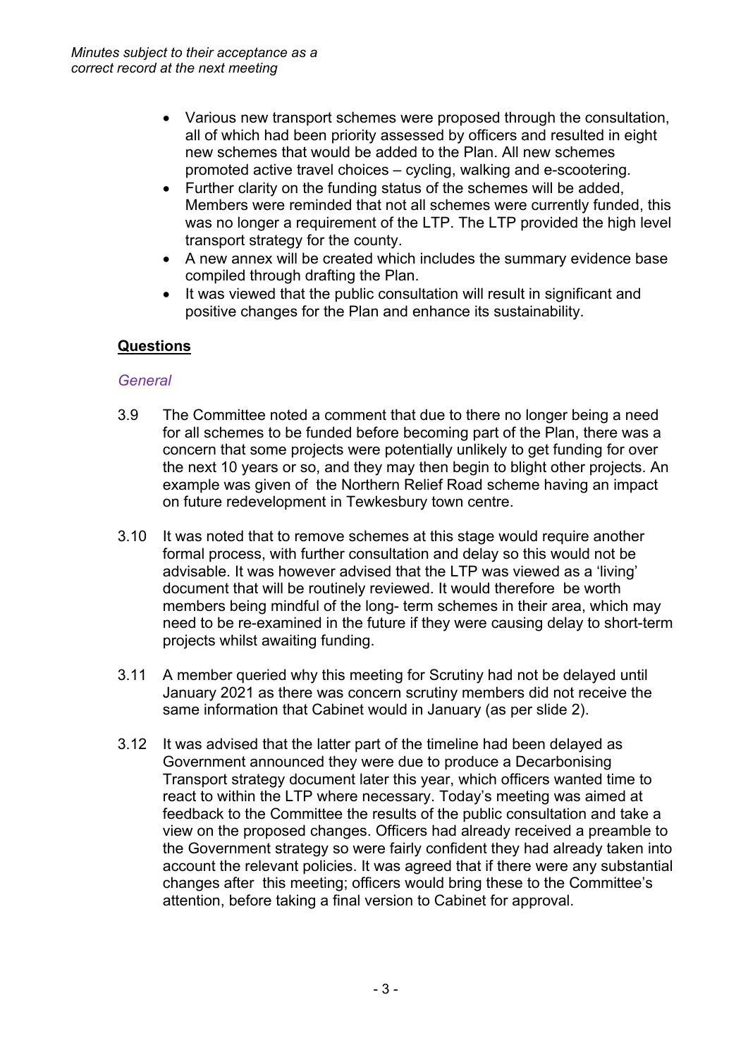*Minutes subject to their acceptance as a correct record at the next meeting*

- Various new transport schemes were proposed through the consultation, all of which had been priority assessed by officers and resulted in eight new schemes that would be added to the Plan. All new schemes promoted active travel choices – cycling, walking and e-scootering.
- Further clarity on the funding status of the schemes will be added, Members were reminded that not all schemes were currently funded, this was no longer a requirement of the LTP. The LTP provided the high level transport strategy for the county.
- A new annex will be created which includes the summary evidence base compiled through drafting the Plan.
- It was viewed that the public consultation will result in significant and positive changes for the Plan and enhance its sustainability.

**Questions**

*General*

3.9 The Committee noted a comment that due to there no longer being a need for all schemes to be funded before becoming part of the Plan, there was a concern that some projects were potentially unlikely to get funding for over the next 10 years or so, and they may then begin to blight other projects. An example was given of the Northern Relief Road scheme having an impact on future redevelopment in Tewkesbury town centre.

3.10 It was noted that to remove schemes at this stage would require another formal process, with further consultation and delay so this would not be advisable. It was however advised that the LTP was viewed as a 'living' document that will be routinely reviewed. It would therefore be worth members being mindful of the long- term schemes in their area, which may need to be re-examined in the future if they were causing delay to short-term projects whilst awaiting funding.

3.11 A member queried why this meeting for Scrutiny had not be delayed until January 2021 as there was concern scrutiny members did not receive the same information that Cabinet would in January (as per slide 2).

3.12 It was advised that the latter part of the timeline had been delayed as Government announced they were due to produce a Decarbonising Transport strategy document later this year, which officers wanted time to react to within the LTP where necessary. Today's meeting was aimed at feedback to the Committee the results of the public consultation and take a view on the proposed changes. Officers had already received a preamble to the Government strategy so were fairly confident they had already taken into account the relevant policies. It was agreed that if there were any substantial changes after this meeting; officers would bring these to the Committee's attention, before taking a final version to Cabinet for approval.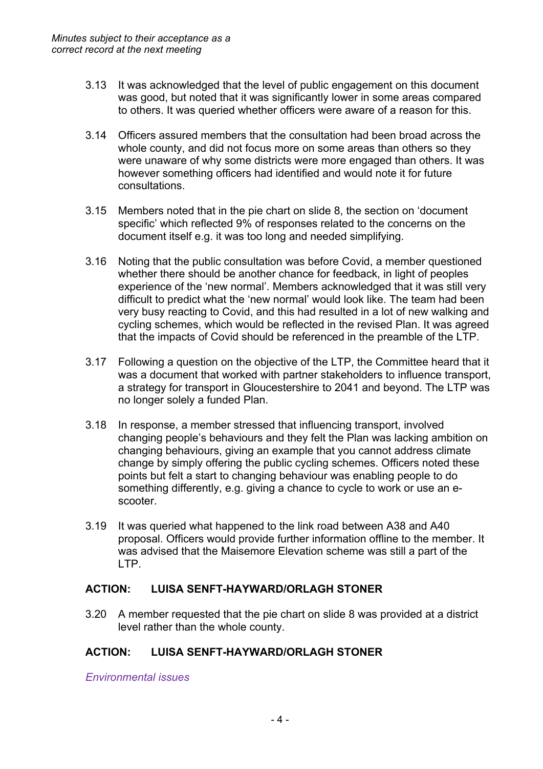*Minutes subject to their acceptance as a correct record at the next meeting*

3.13 It was acknowledged that the level of public engagement on this document was good, but noted that it was significantly lower in some areas compared to others. It was queried whether officers were aware of a reason for this.

3.14 Officers assured members that the consultation had been broad across the whole county, and did not focus more on some areas than others so they were unaware of why some districts were more engaged than others. It was however something officers had identified and would note it for future consultations.

3.15 Members noted that in the pie chart on slide 8, the section on 'document specific' which reflected 9% of responses related to the concerns on the document itself e.g. it was too long and needed simplifying.

3.16 Noting that the public consultation was before Covid, a member questioned whether there should be another chance for feedback, in light of peoples experience of the 'new normal'. Members acknowledged that it was still very difficult to predict what the 'new normal' would look like. The team had been very busy reacting to Covid, and this had resulted in a lot of new walking and cycling schemes, which would be reflected in the revised Plan. It was agreed that the impacts of Covid should be referenced in the preamble of the LTP.

3.17 Following a question on the objective of the LTP, the Committee heard that it was a document that worked with partner stakeholders to influence transport, a strategy for transport in Gloucestershire to 2041 and beyond. The LTP was no longer solely a funded Plan.

3.18 In response, a member stressed that influencing transport, involved changing people's behaviours and they felt the Plan was lacking ambition on changing behaviours, giving an example that you cannot address climate change by simply offering the public cycling schemes. Officers noted these points but felt a start to changing behaviour was enabling people to do something differently, e.g. giving a chance to cycle to work or use an e-scooter.

3.19 It was queried what happened to the link road between A38 and A40 proposal. Officers would provide further information offline to the member. It was advised that the Maisemore Elevation scheme was still a part of the LTP.

**ACTION: LUISA SENFT-HAYWARD/ORLAGH STONER**

3.20 A member requested that the pie chart on slide 8 was provided at a district level rather than the whole county.

**ACTION: LUISA SENFT-HAYWARD/ORLAGH STONER**

*Environmental issues*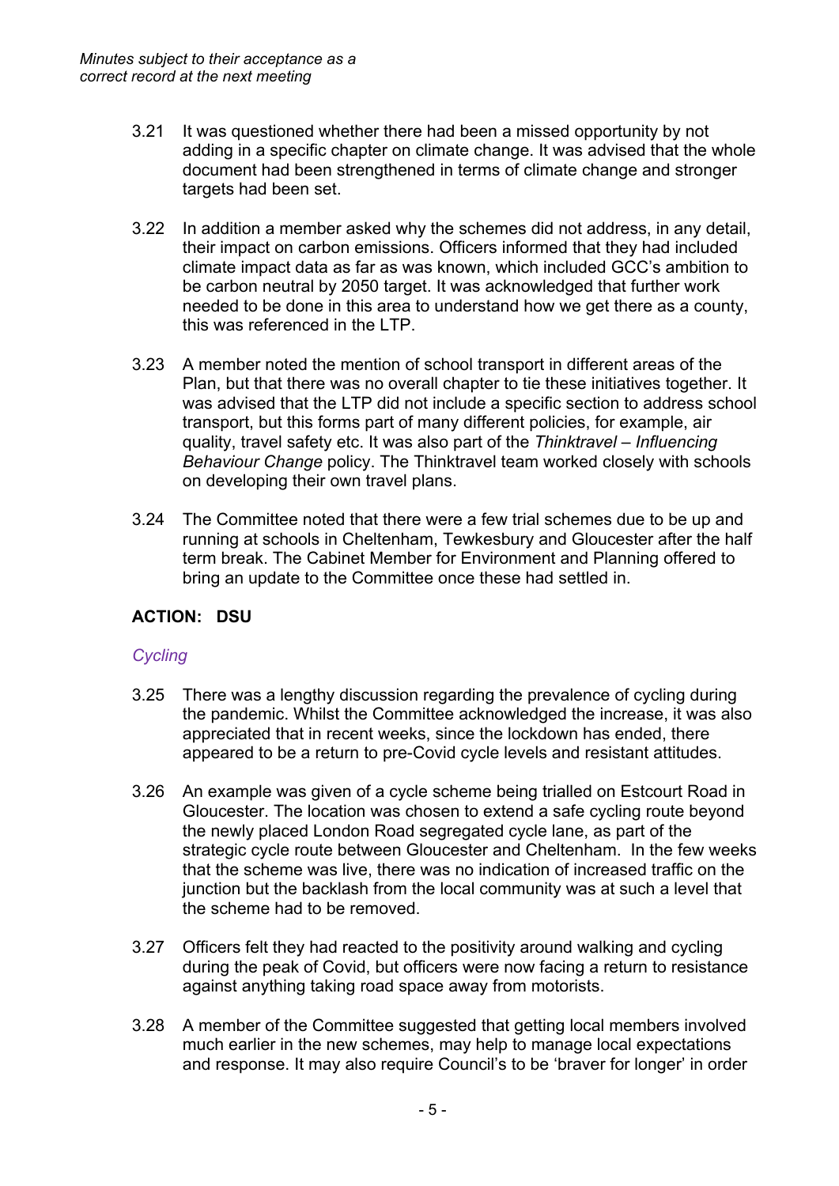3.21 It was questioned whether there had been a missed opportunity by not adding in a specific chapter on climate change. It was advised that the whole document had been strengthened in terms of climate change and stronger targets had been set.

3.22 In addition a member asked why the schemes did not address, in any detail, their impact on carbon emissions. Officers informed that they had included climate impact data as far as was known, which included GCC's ambition to be carbon neutral by 2050 target. It was acknowledged that further work needed to be done in this area to understand how we get there as a county, this was referenced in the LTP.

3.23 A member noted the mention of school transport in different areas of the Plan, but that there was no overall chapter to tie these initiatives together. It was advised that the LTP did not include a specific section to address school transport, but this forms part of many different policies, for example, air quality, travel safety etc. It was also part of the *Thinktravel – Influencing Behaviour Change* policy. The Thinktravel team worked closely with schools on developing their own travel plans.

3.24 The Committee noted that there were a few trial schemes due to be up and running at schools in Cheltenham, Tewkesbury and Gloucester after the half term break. The Cabinet Member for Environment and Planning offered to bring an update to the Committee once these had settled in.

**ACTION: DSU**

*Cycling*

3.25 There was a lengthy discussion regarding the prevalence of cycling during the pandemic. Whilst the Committee acknowledged the increase, it was also appreciated that in recent weeks, since the lockdown has ended, there appeared to be a return to pre-Covid cycle levels and resistant attitudes.

3.26 An example was given of a cycle scheme being trialled on Estcourt Road in Gloucester. The location was chosen to extend a safe cycling route beyond the newly placed London Road segregated cycle lane, as part of the strategic cycle route between Gloucester and Cheltenham. In the few weeks that the scheme was live, there was no indication of increased traffic on the junction but the backlash from the local community was at such a level that the scheme had to be removed.

3.27 Officers felt they had reacted to the positivity around walking and cycling during the peak of Covid, but officers were now facing a return to resistance against anything taking road space away from motorists.

3.28 A member of the Committee suggested that getting local members involved much earlier in the new schemes, may help to manage local expectations and response. It may also require Council's to be 'braver for longer' in order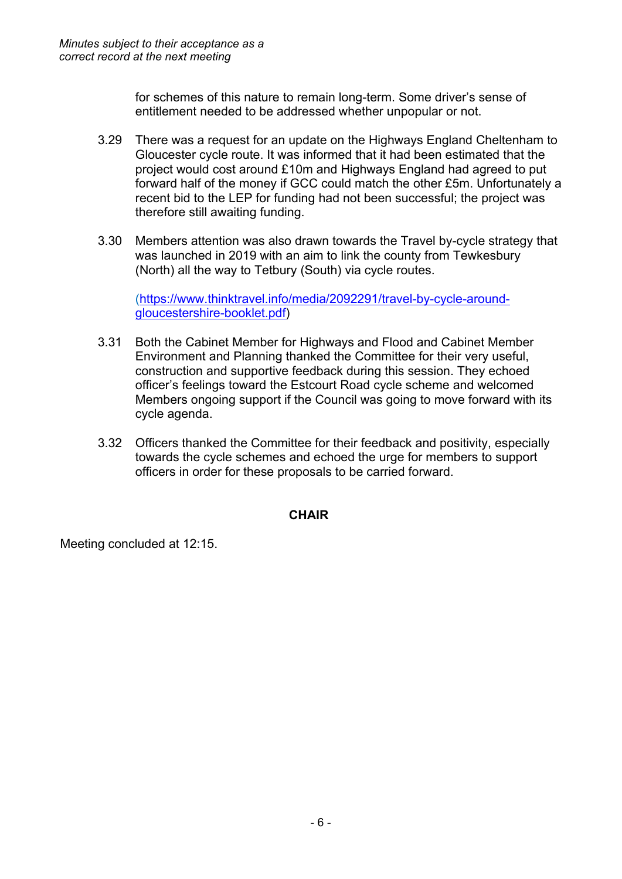for schemes of this nature to remain long-term. Some driver's sense of entitlement needed to be addressed whether unpopular or not.

3.29 There was a request for an update on the Highways England Cheltenham to Gloucester cycle route. It was informed that it had been estimated that the project would cost around £10m and Highways England had agreed to put forward half of the money if GCC could match the other £5m. Unfortunately a recent bid to the LEP for funding had not been successful; the project was therefore still awaiting funding.

3.30 Members attention was also drawn towards the Travel by-cycle strategy that was launched in 2019 with an aim to link the county from Tewkesbury (North) all the way to Tetbury (South) via cycle routes.

(https://www.thinktravel.info/media/2092291/travel-by-cycle-around-gloucestershire-booklet.pdf)

3.31 Both the Cabinet Member for Highways and Flood and Cabinet Member Environment and Planning thanked the Committee for their very useful, construction and supportive feedback during this session. They echoed officer's feelings toward the Estcourt Road cycle scheme and welcomed Members ongoing support if the Council was going to move forward with its cycle agenda.

3.32 Officers thanked the Committee for their feedback and positivity, especially towards the cycle schemes and echoed the urge for members to support officers in order for these proposals to be carried forward.

**CHAIR**

Meeting concluded at 12:15.